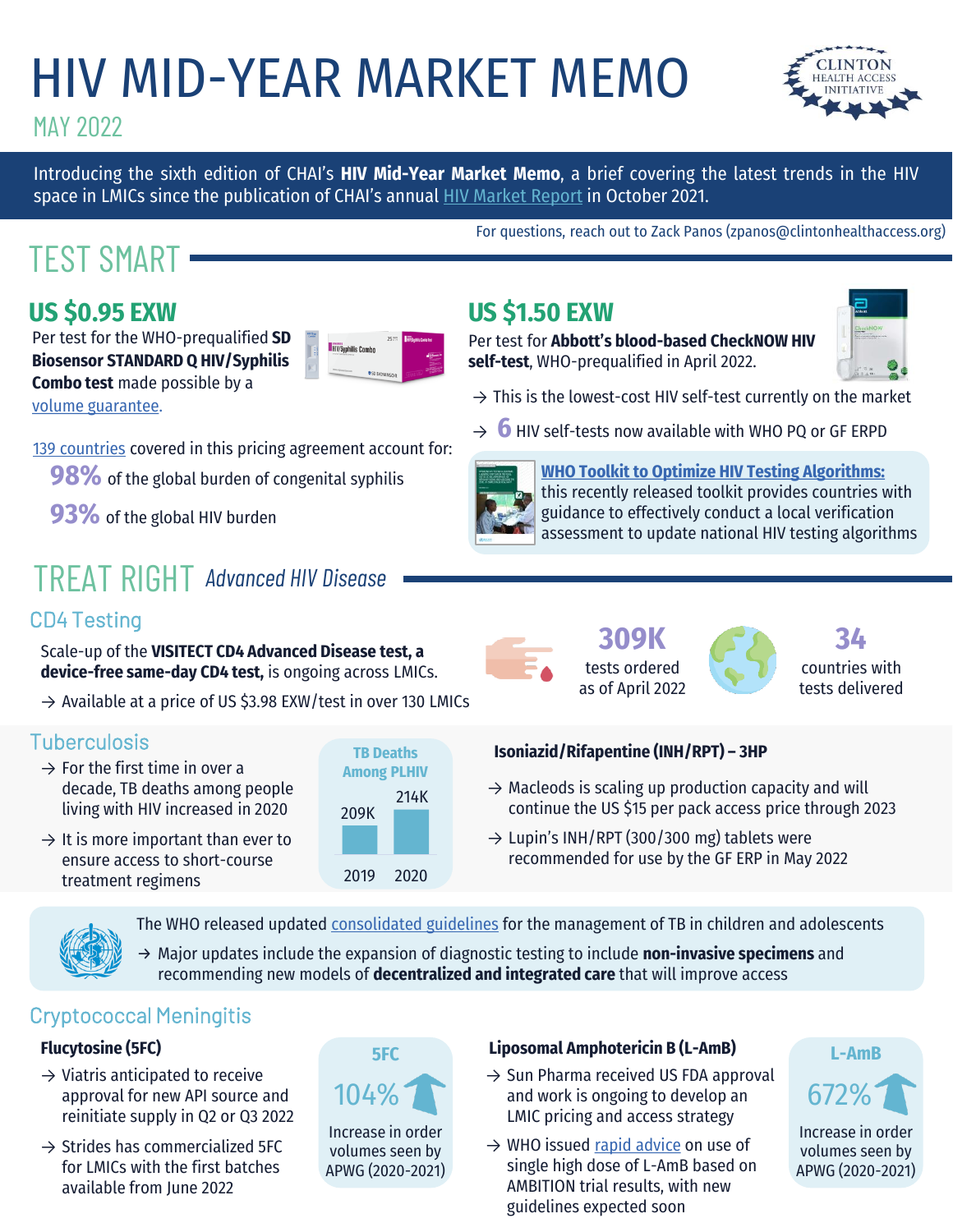# HIV MID-YEAR MARKET MEMO

MAY 2022

CLINTON HEALTH ACCESS INITIATIVE

Introducing the sixth edition of CHAI's **HIV Mid-Year Market Memo**, a brief covering the latest trends in the HIV space in LMICs since the publication of CHAI's annual HIV Market Report in October 2021.

For questions, reach out to Zack Panos (zpanos@clintonhealthaccess.org)

## TEST SMART

### US $0.95 EXW

Per test for the WHO-prequalified **SD Biosensor STANDARD Q HIV/Syphilis Combo test** made possible by a volume guarantee.

139 countries covered in this pricing agreement account for:

- **98%** of the global burden of congenital syphilis
- **93%** of the global HIV burden

### US $1.50 EXW

Per test for **Abbott's blood-based CheckNOW HIV self-test**, WHO-prequalified in April 2022.

→ This is the lowest-cost HIV self-test currently on the market

→ **6** HIV self-tests now available with WHO PQ or GF ERPD

**WHO Toolkit to Optimize HIV Testing Algorithms:** this recently released toolkit provides countries with guidance to effectively conduct a local verification assessment to update national HIV testing algorithms

## TREAT RIGHT *Advanced HIV Disease*

### CD4 Testing

Scale-up of the **VISITECT CD4 Advanced Disease test, a device-free same-day CD4 test,** is ongoing across LMICs.

→ Available at a price of US $3.98 EXW/test in over 130 LMICs

**309K** tests ordered as of April 2022

**34** countries with tests delivered

### Tuberculosis

→ For the first time in over a decade, TB deaths among people living with HIV increased in 2020

→ It is more important than ever to ensure access to short-course treatment regimens

**TB Deaths Among PLHIV**

| 2019 | 2020 |
| --- | --- |
| 209K | 214K |

**Isoniazid/Rifapentine (INH/RPT) – 3HP**

→ Macleods is scaling up production capacity and will continue the US $15 per pack access price through 2023

→ Lupin's INH/RPT (300/300 mg) tablets were recommended for use by the GF ERP in May 2022

The WHO released updated consolidated guidelines for the management of TB in children and adolescents

→ Major updates include the expansion of diagnostic testing to include **non-invasive specimens** and recommending new models of **decentralized and integrated care** that will improve access

### Cryptococcal Meningitis

**Flucytosine (5FC)**

→ Viatris anticipated to receive approval for new API source and reinitiate supply in Q2 or Q3 2022

→ Strides has commercialized 5FC for LMICs with the first batches available from June 2022

**5FC**: 104% Increase in order volumes seen by APWG (2020-2021)

**Liposomal Amphotericin B (L-AmB)**

→ Sun Pharma received US FDA approval and work is ongoing to develop an LMIC pricing and access strategy

→ WHO issued rapid advice on use of single high dose of L-AmB based on AMBITION trial results, with new guidelines expected soon

**L-AmB**: 672% Increase in order volumes seen by APWG (2020-2021)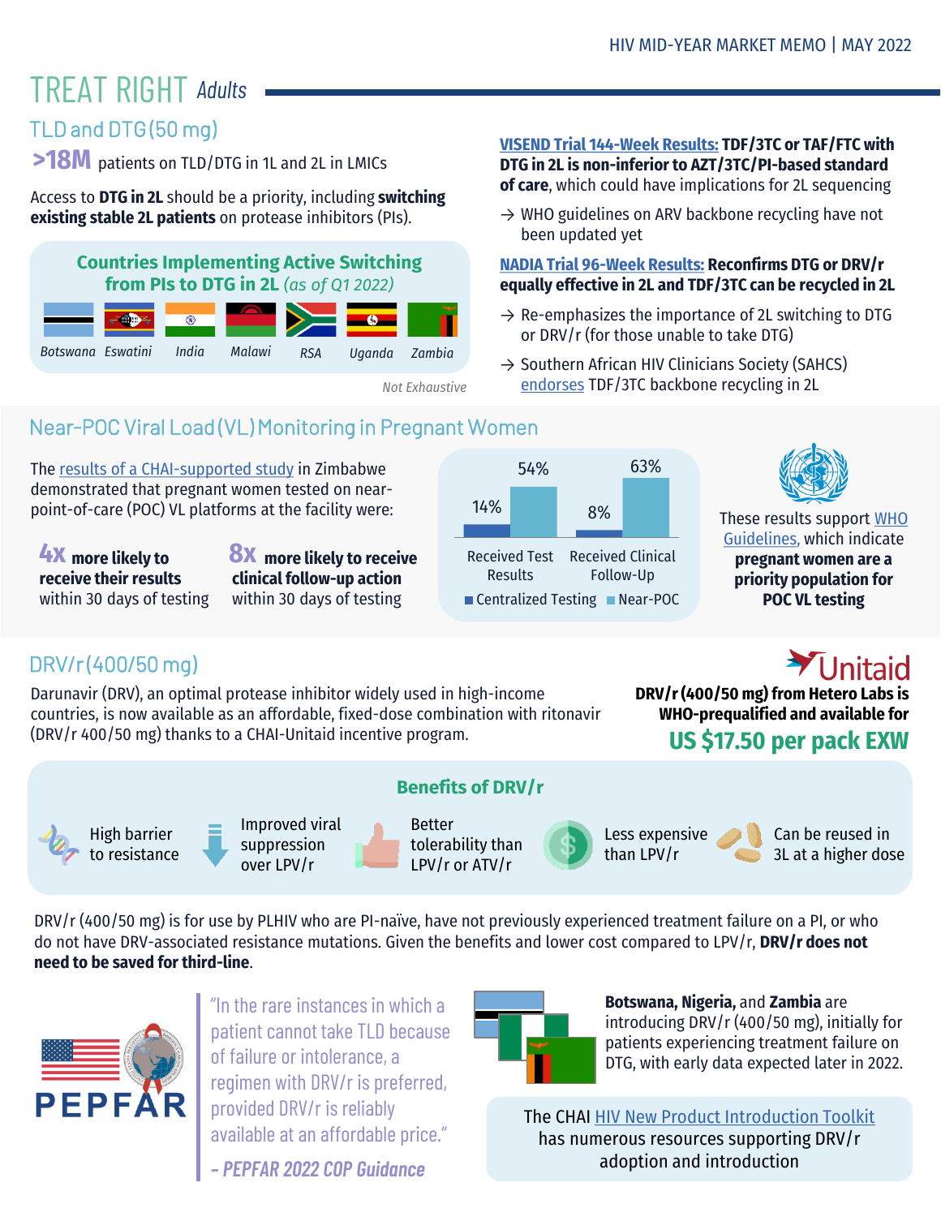# TREAT RIGHT *Adults*

## TLD and DTG (50 mg)

**>18M** patients on TLD/DTG in 1L and 2L in LMICs

Access to **DTG in 2L** should be a priority, including **switching existing stable 2L patients** on protease inhibitors (PIs).

### Countries Implementing Active Switching from PIs to DTG in 2L *(as of Q1 2022)*

*Botswana, Eswatini, India, Malawi, RSA, Uganda, Zambia*

*Not Exhaustive*

**VISEND Trial 144-Week Results: TDF/3TC or TAF/FTC with DTG in 2L is non-inferior to AZT/3TC/PI-based standard of care**, which could have implications for 2L sequencing

- → WHO guidelines on ARV backbone recycling have not been updated yet

**NADIA Trial 96-Week Results: Reconfirms DTG or DRV/r equally effective in 2L and TDF/3TC can be recycled in 2L**

- → Re-emphasizes the importance of 2L switching to DTG or DRV/r (for those unable to take DTG)
- → Southern African HIV Clinicians Society (SAHCS) endorses TDF/3TC backbone recycling in 2L

## Near-POC Viral Load (VL) Monitoring in Pregnant Women

The results of a CHAI-supported study in Zimbabwe demonstrated that pregnant women tested on near-point-of-care (POC) VL platforms at the facility were:

**4x more likely to receive their results** within 30 days of testing

**8x more likely to receive clinical follow-up action** within 30 days of testing

| | Centralized Testing | Near-POC |
|---|---|---|
| Received Test Results | 14% | 54% |
| Received Clinical Follow-Up | 8% | 63% |

These results support WHO Guidelines, which indicate **pregnant women are a priority population for POC VL testing**

## DRV/r (400/50 mg)

Darunavir (DRV), an optimal protease inhibitor widely used in high-income countries, is now available as an affordable, fixed-dose combination with ritonavir (DRV/r 400/50 mg) thanks to a CHAI-Unitaid incentive program.

Unitaid

**DRV/r (400/50 mg) from Hetero Labs is WHO-prequalified and available for**
**US $17.50 per pack EXW**

### Benefits of DRV/r

- High barrier to resistance
- Improved viral suppression over LPV/r
- Better tolerability than LPV/r or ATV/r
- Less expensive than LPV/r
- Can be reused in 3L at a higher dose

DRV/r (400/50 mg) is for use by PLHIV who are PI-naïve, have not previously experienced treatment failure on a PI, or who do not have DRV-associated resistance mutations. Given the benefits and lower cost compared to LPV/r, **DRV/r does not need to be saved for third-line**.

> "In the rare instances in which a patient cannot take TLD because of failure or intolerance, a regimen with DRV/r is preferred, provided DRV/r is reliably available at an affordable price."
>
> *– PEPFAR 2022 COP Guidance*

**Botswana, Nigeria,** and **Zambia** are introducing DRV/r (400/50 mg), initially for patients experiencing treatment failure on DTG, with early data expected later in 2022.

The CHAI HIV New Product Introduction Toolkit has numerous resources supporting DRV/r adoption and introduction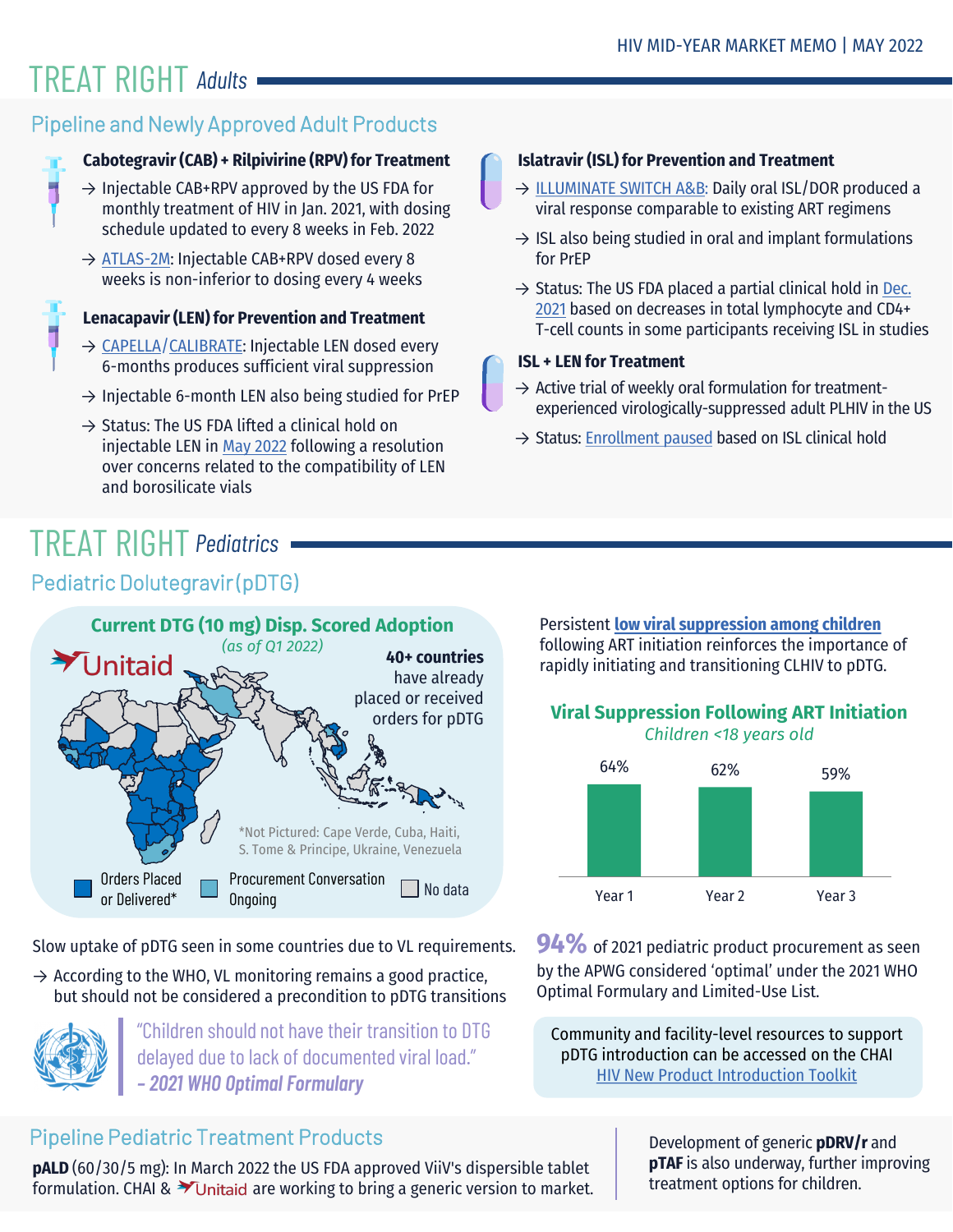# TREAT RIGHT *Adults*

## Pipeline and Newly Approved Adult Products

### Cabotegravir (CAB) + Rilpivirine (RPV) for Treatment

→ Injectable CAB+RPV approved by the US FDA for monthly treatment of HIV in Jan. 2021, with dosing schedule updated to every 8 weeks in Feb. 2022

→ ATLAS-2M: Injectable CAB+RPV dosed every 8 weeks is non-inferior to dosing every 4 weeks

### Lenacapavir (LEN) for Prevention and Treatment

→ CAPELLA/CALIBRATE: Injectable LEN dosed every 6-months produces sufficient viral suppression

→ Injectable 6-month LEN also being studied for PrEP

→ Status: The US FDA lifted a clinical hold on injectable LEN in May 2022 following a resolution over concerns related to the compatibility of LEN and borosilicate vials

### Islatravir (ISL) for Prevention and Treatment

→ ILLUMINATE SWITCH A&B: Daily oral ISL/DOR produced a viral response comparable to existing ART regimens

→ ISL also being studied in oral and implant formulations for PrEP

→ Status: The US FDA placed a partial clinical hold in Dec. 2021 based on decreases in total lymphocyte and CD4+ T-cell counts in some participants receiving ISL in studies

### ISL + LEN for Treatment

→ Active trial of weekly oral formulation for treatment-experienced virologically-suppressed adult PLHIV in the US

→ Status: Enrollment paused based on ISL clinical hold

# TREAT RIGHT *Pediatrics*

## Pediatric Dolutegravir (pDTG)

**Current DTG (10 mg) Disp. Scored Adoption**
*(as of Q1 2022)*

Unitaid

**40+ countries** have already placed or received orders for pDTG

*Not Pictured: Cape Verde, Cuba, Haiti, S. Tome & Principe, Ukraine, Venezuela

Orders Placed or Delivered* | Procurement Conversation Ongoing | No data

Persistent **low viral suppression among children** following ART initiation reinforces the importance of rapidly initiating and transitioning CLHIV to pDTG.

**Viral Suppression Following ART Initiation**
*Children <18 years old*

| Year | Viral Suppression |
|---|---|
| Year 1 | 64% |
| Year 2 | 62% |
| Year 3 | 59% |

Slow uptake of pDTG seen in some countries due to VL requirements.

→ According to the WHO, VL monitoring remains a good practice, but should not be considered a precondition to pDTG transitions

> "Children should not have their transition to DTG delayed due to lack of documented viral load."
> *– 2021 WHO Optimal Formulary*

**94%** of 2021 pediatric product procurement as seen by the APWG considered 'optimal' under the 2021 WHO Optimal Formulary and Limited-Use List.

Community and facility-level resources to support pDTG introduction can be accessed on the CHAI HIV New Product Introduction Toolkit

## Pipeline Pediatric Treatment Products

**pALD** (60/30/5 mg): In March 2022 the US FDA approved ViiV's dispersible tablet formulation. CHAI & Unitaid are working to bring a generic version to market.

Development of generic **pDRV/r** and **pTAF** is also underway, further improving treatment options for children.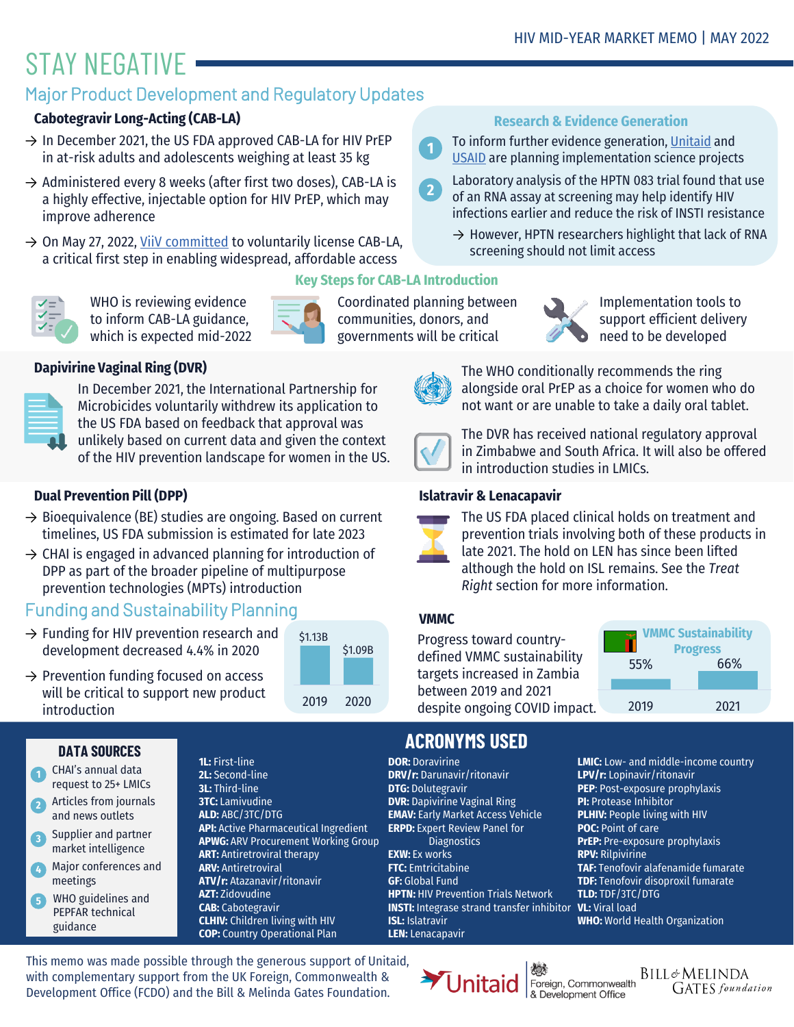# STAY NEGATIVE

## Major Product Development and Regulatory Updates

### Cabotegravir Long-Acting (CAB-LA)

→ In December 2021, the US FDA approved CAB-LA for HIV PrEP in at-risk adults and adolescents weighing at least 35 kg

→ Administered every 8 weeks (after first two doses), CAB-LA is a highly effective, injectable option for HIV PrEP, which may improve adherence

→ On May 27, 2022, ViiV committed to voluntarily license CAB-LA, a critical first step in enabling widespread, affordable access

#### Research & Evidence Generation

1. To inform further evidence generation, Unitaid and USAID are planning implementation science projects
2. Laboratory analysis of the HPTN 083 trial found that use of an RNA assay at screening may help identify HIV infections earlier and reduce the risk of INSTI resistance
   → However, HPTN researchers highlight that lack of RNA screening should not limit access

#### Key Steps for CAB-LA Introduction

- WHO is reviewing evidence to inform CAB-LA guidance, which is expected mid-2022
- Coordinated planning between communities, donors, and governments will be critical
- Implementation tools to support efficient delivery need to be developed

### Dapivirine Vaginal Ring (DVR)

In December 2021, the International Partnership for Microbicides voluntarily withdrew its application to the US FDA based on feedback that approval was unlikely based on current data and given the context of the HIV prevention landscape for women in the US.

The WHO conditionally recommends the ring alongside oral PrEP as a choice for women who do not want or are unable to take a daily oral tablet.

The DVR has received national regulatory approval in Zimbabwe and South Africa. It will also be offered in introduction studies in LMICs.

### Dual Prevention Pill (DPP)

→ Bioequivalence (BE) studies are ongoing. Based on current timelines, US FDA submission is estimated for late 2023

→ CHAI is engaged in advanced planning for introduction of DPP as part of the broader pipeline of multipurpose prevention technologies (MPTs) introduction

### Islatravir & Lenacapavir

The US FDA placed clinical holds on treatment and prevention trials involving both of these products in late 2021. The hold on LEN has since been lifted although the hold on ISL remains. See the *Treat Right* section for more information.

## Funding and Sustainability Planning

→ Funding for HIV prevention research and development decreased 4.4% in 2020

→ Prevention funding focused on access will be critical to support new product introduction

$1.13B
$1.09B
2019
2020

### VMMC

Progress toward country-defined VMMC sustainability targets increased in Zambia between 2019 and 2021 despite ongoing COVID impact.

VMMC Sustainability Progress
55%
66%
2019
2021

## DATA SOURCES

1. CHAI's annual data request to 25+ LMICs
2. Articles from journals and news outlets
3. Supplier and partner market intelligence
4. Major conferences and meetings
5. WHO guidelines and PEPFAR technical guidance

## ACRONYMS USED

**1L:** First-line
**2L:** Second-line
**3L:** Third-line
**3TC:** Lamivudine
**ALD:** ABC/3TC/DTG
**API:** Active Pharmaceutical Ingredient
**APWG:** ARV Procurement Working Group
**ART:** Antiretroviral therapy
**ARV:** Antiretroviral
**ATV/r:** Atazanavir/ritonavir
**AZT:** Zidovudine
**CAB:** Cabotegravir
**CLHIV:** Children living with HIV
**COP:** Country Operational Plan
**DOR:** Doravirine
**DRV/r:** Darunavir/ritonavir
**DTG:** Dolutegravir
**DVR:** Dapivirine Vaginal Ring
**EMAV:** Early Market Access Vehicle
**ERPD:** Expert Review Panel for Diagnostics
**EXW:** Ex works
**FTC:** Emtricitabine
**GF:** Global Fund
**HPTN:** HIV Prevention Trials Network
**INSTI:** Integrase strand transfer inhibitor
**ISL:** Islatravir
**LEN:** Lenacapavir
**LMIC:** Low- and middle-income country
**LPV/r:** Lopinavir/ritonavir
**PEP:** Post-exposure prophylaxis
**PI:** Protease Inhibitor
**PLHIV:** People living with HIV
**POC:** Point of care
**PrEP:** Pre-exposure prophylaxis
**RPV:** Rilpivirine
**TAF:** Tenofovir alafenamide fumarate
**TDF:** Tenofovir disoproxil fumarate
**TLD:** TDF/3TC/DTG
**VL:** Viral load
**WHO:** World Health Organization

This memo was made possible through the generous support of Unitaid, with complementary support from the UK Foreign, Commonwealth & Development Office (FCDO) and the Bill & Melinda Gates Foundation.